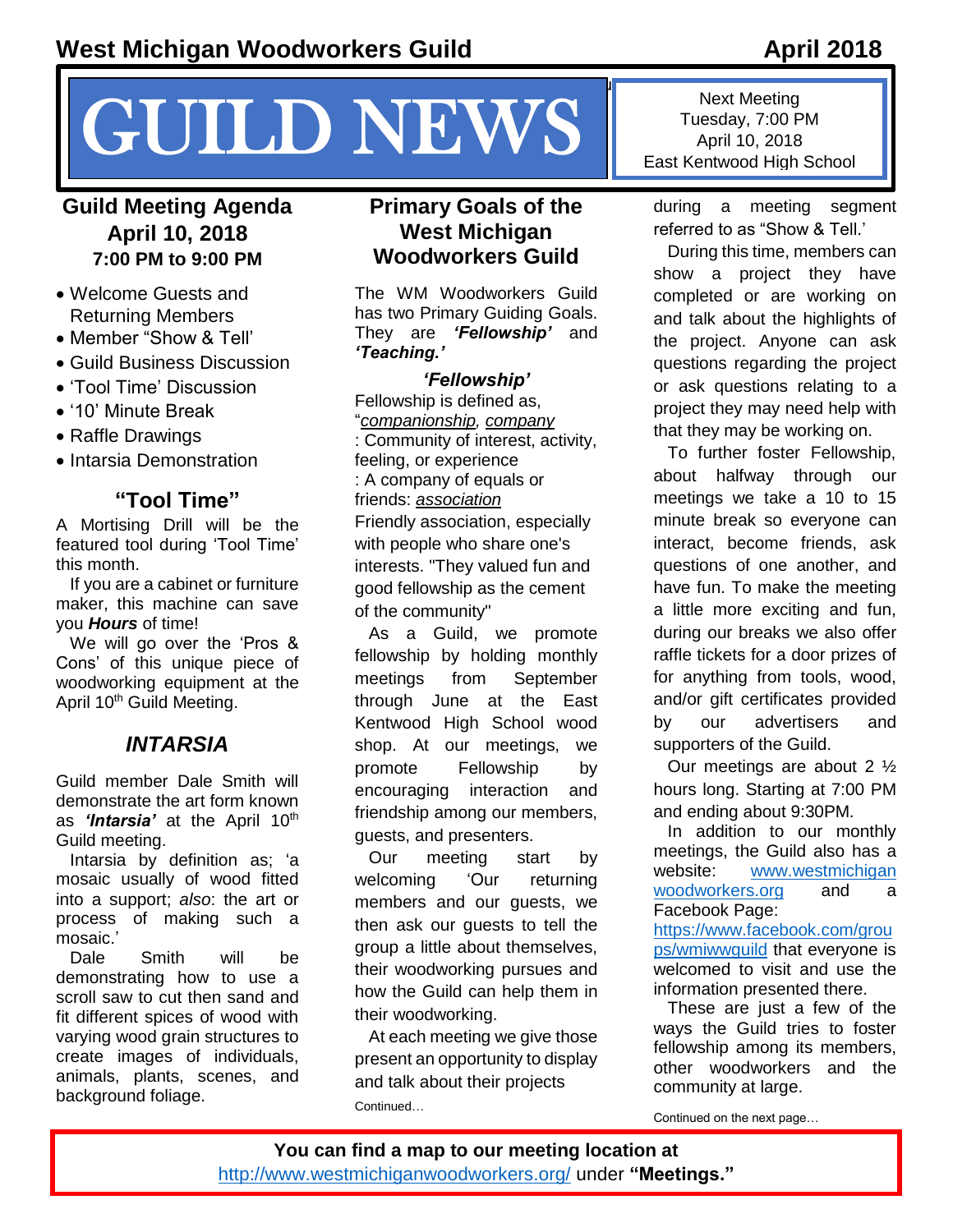# West Michigan Woodworkers Guild

**April 2018**

# GUILD NEWS

Next Meeting
Tuesday, 7:00 PM
April 10, 2018
East Kentwood High School

## Guild Meeting Agenda April 10, 2018

**7:00 PM to 9:00 PM**

- Welcome Guests and Returning Members
- Member "Show & Tell'
- Guild Business Discussion
- 'Tool Time' Discussion
- '10' Minute Break
- Raffle Drawings
- Intarsia Demonstration

## "Tool Time"

A Mortising Drill will be the featured tool during 'Tool Time' this month.

If you are a cabinet or furniture maker, this machine can save you ***Hours*** of time!

We will go over the 'Pros & Cons' of this unique piece of woodworking equipment at the April 10th Guild Meeting.

## *INTARSIA*

Guild member Dale Smith will demonstrate the art form known as ***'Intarsia'*** at the April 10th Guild meeting.

Intarsia by definition as; 'a mosaic usually of wood fitted into a support; *also*: the art or process of making such a mosaic.'

Dale Smith will be demonstrating how to use a scroll saw to cut then sand and fit different spices of wood with varying wood grain structures to create images of individuals, animals, plants, scenes, and background foliage.

## Primary Goals of the West Michigan Woodworkers Guild

The WM Woodworkers Guild has two Primary Guiding Goals. They are ***'Fellowship'*** and ***'Teaching.'***

### *'Fellowship'*

Fellowship is defined as,
"*companionship, company*
: Community of interest, activity, feeling, or experience
: A company of equals or friends: *association*
Friendly association, especially with people who share one's interests. "They valued fun and good fellowship as the cement of the community"

As a Guild, we promote fellowship by holding monthly meetings from September through June at the East Kentwood High School wood shop. At our meetings, we promote Fellowship by encouraging interaction and friendship among our members, guests, and presenters.

Our meeting start by welcoming 'Our returning members and our guests, we then ask our guests to tell the group a little about themselves, their woodworking pursues and how the Guild can help them in their woodworking.

At each meeting we give those present an opportunity to display and talk about their projects during a meeting segment referred to as "Show & Tell.'

During this time, members can show a project they have completed or are working on and talk about the highlights of the project. Anyone can ask questions regarding the project or ask questions relating to a project they may need help with that they may be working on.

To further foster Fellowship, about halfway through our meetings we take a 10 to 15 minute break so everyone can interact, become friends, ask questions of one another, and have fun. To make the meeting a little more exciting and fun, during our breaks we also offer raffle tickets for a door prizes of for anything from tools, wood, and/or gift certificates provided by our advertisers and supporters of the Guild.

Our meetings are about 2 ½ hours long. Starting at 7:00 PM and ending about 9:30PM.

In addition to our monthly meetings, the Guild also has a website: www.westmichiganwoodworkers.org and a Facebook Page: https://www.facebook.com/groups/wmiwwguild that everyone is welcomed to visit and use the information presented there.

These are just a few of the ways the Guild tries to foster fellowship among its members, other woodworkers and the community at large.

Continued on the next page…

**You can find a map to our meeting location at** http://www.westmichiganwoodworkers.org/ under **"Meetings."**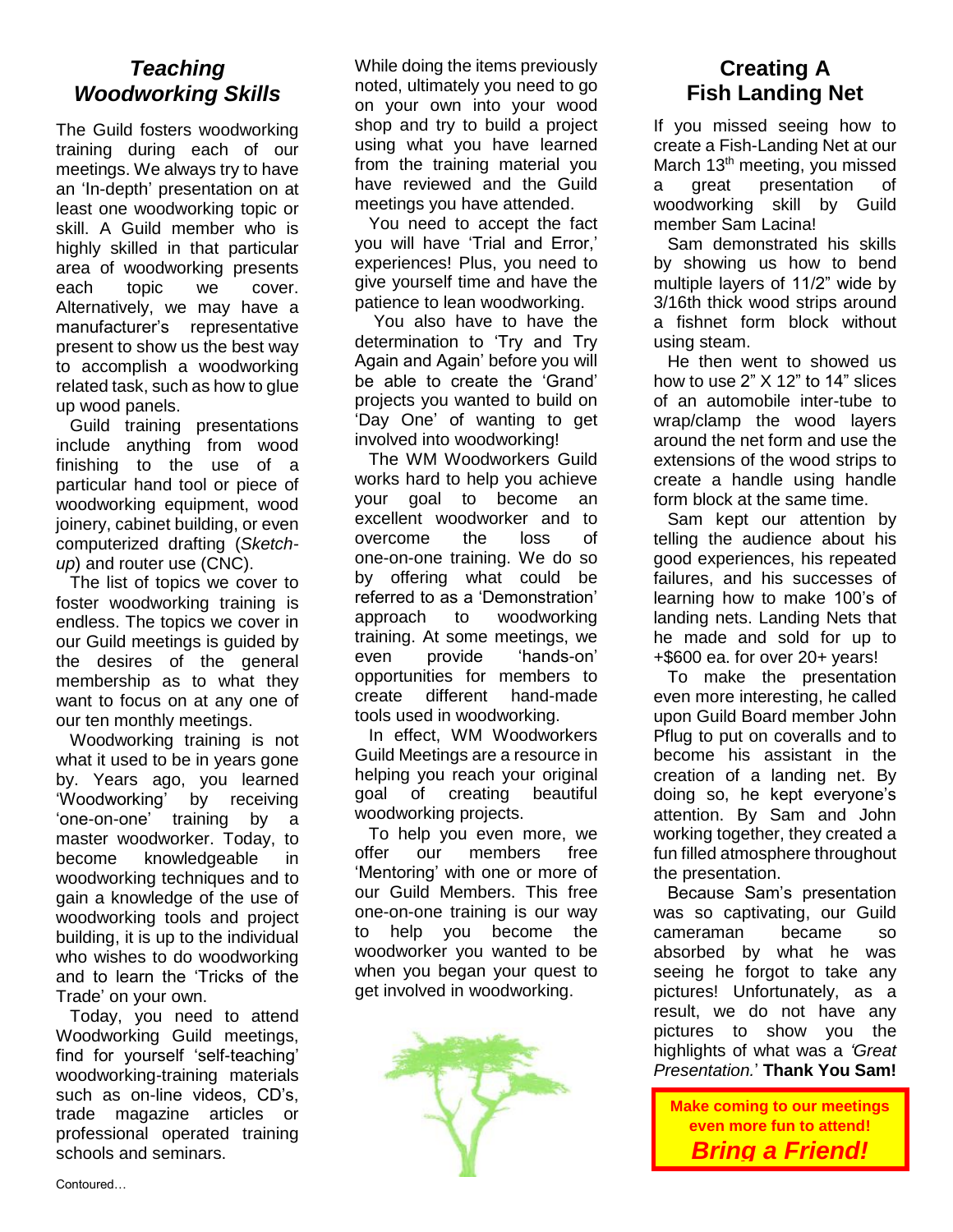## *Teaching Woodworking Skills*

The Guild fosters woodworking training during each of our meetings. We always try to have an 'In-depth' presentation on at least one woodworking topic or skill. A Guild member who is highly skilled in that particular area of woodworking presents each topic we cover. Alternatively, we may have a manufacturer's representative present to show us the best way to accomplish a woodworking related task, such as how to glue up wood panels.

Guild training presentations include anything from wood finishing to the use of a particular hand tool or piece of woodworking equipment, wood joinery, cabinet building, or even computerized drafting (*Sketch-up*) and router use (CNC).

The list of topics we cover to foster woodworking training is endless. The topics we cover in our Guild meetings is guided by the desires of the general membership as to what they want to focus on at any one of our ten monthly meetings.

Woodworking training is not what it used to be in years gone by. Years ago, you learned 'Woodworking' by receiving 'one-on-one' training by a master woodworker. Today, to become knowledgeable in woodworking techniques and to gain a knowledge of the use of woodworking tools and project building, it is up to the individual who wishes to do woodworking and to learn the 'Tricks of the Trade' on your own.

Today, you need to attend Woodworking Guild meetings, find for yourself 'self-teaching' woodworking-training materials such as on-line videos, CD's, trade magazine articles or professional operated training schools and seminars.

Contoured…

While doing the items previously noted, ultimately you need to go on your own into your wood shop and try to build a project using what you have learned from the training material you have reviewed and the Guild meetings you have attended.

You need to accept the fact you will have 'Trial and Error,' experiences! Plus, you need to give yourself time and have the patience to lean woodworking.

You also have to have the determination to 'Try and Try Again and Again' before you will be able to create the 'Grand' projects you wanted to build on 'Day One' of wanting to get involved into woodworking!

The WM Woodworkers Guild works hard to help you achieve your goal to become an excellent woodworker and to overcome the loss of one-on-one training. We do so by offering what could be referred to as a 'Demonstration' approach to woodworking training. At some meetings, we even provide 'hands-on' opportunities for members to create different hand-made tools used in woodworking.

In effect, WM Woodworkers Guild Meetings are a resource in helping you reach your original goal of creating beautiful woodworking projects.

To help you even more, we offer our members free 'Mentoring' with one or more of our Guild Members. This free one-on-one training is our way to help you become the woodworker you wanted to be when you began your quest to get involved in woodworking.

## Creating A Fish Landing Net

If you missed seeing how to create a Fish-Landing Net at our March 13th meeting, you missed a great presentation of woodworking skill by Guild member Sam Lacina!

Sam demonstrated his skills by showing us how to bend multiple layers of 11/2" wide by 3/16th thick wood strips around a fishnet form block without using steam.

He then went to showed us how to use 2" X 12" to 14" slices of an automobile inter-tube to wrap/clamp the wood layers around the net form and use the extensions of the wood strips to create a handle using handle form block at the same time.

Sam kept our attention by telling the audience about his good experiences, his repeated failures, and his successes of learning how to make 100's of landing nets. Landing Nets that he made and sold for up to +$600 ea. for over 20+ years!

To make the presentation even more interesting, he called upon Guild Board member John Pflug to put on coveralls and to become his assistant in the creation of a landing net. By doing so, he kept everyone's attention. By Sam and John working together, they created a fun filled atmosphere throughout the presentation.

Because Sam's presentation was so captivating, our Guild cameraman became so absorbed by what he was seeing he forgot to take any pictures! Unfortunately, as a result, we do not have any pictures to show you the highlights of what was a *'Great Presentation.'* **Thank You Sam!**

**Make coming to our meetings even more fun to attend!**

***Bring a Friend!***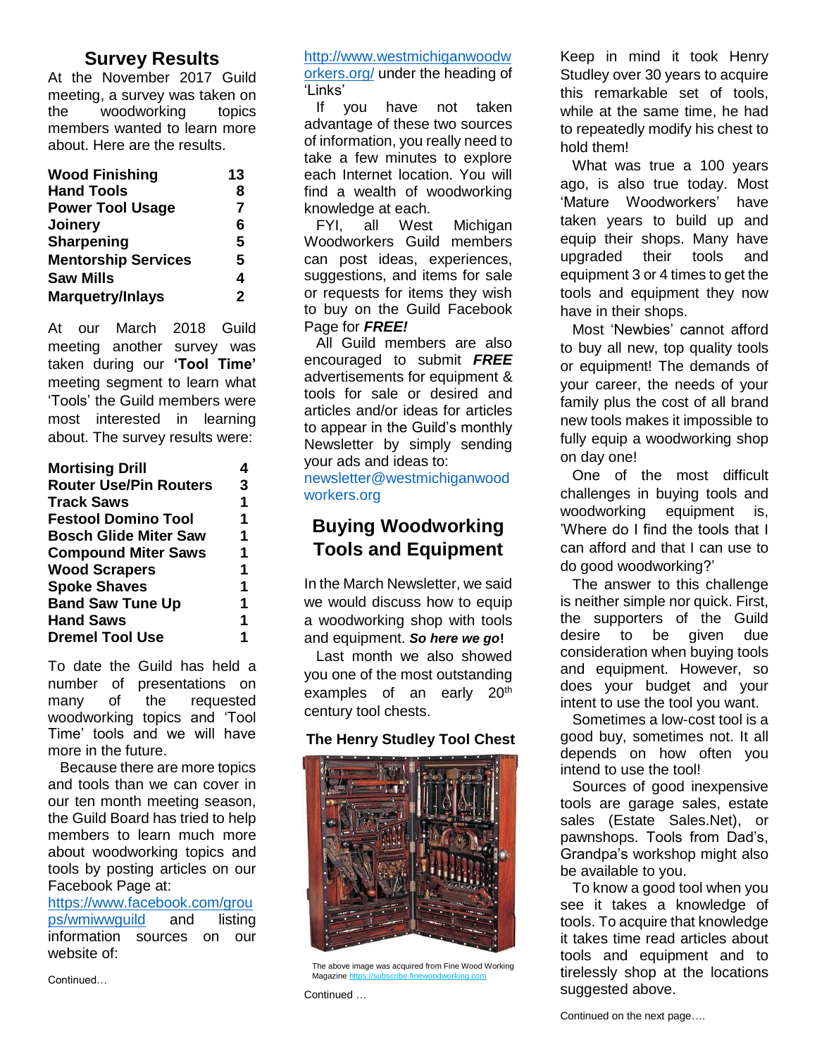## Survey Results

At the November 2017 Guild meeting, a survey was taken on the woodworking topics members wanted to learn more about. Here are the results.

| | |
|---|---|
| **Wood Finishing** | **13** |
| **Hand Tools** | **8** |
| **Power Tool Usage** | **7** |
| **Joinery** | **6** |
| **Sharpening** | **5** |
| **Mentorship Services** | **5** |
| **Saw Mills** | **4** |
| **Marquetry/Inlays** | **2** |

At our March 2018 Guild meeting another survey was taken during our **'Tool Time'** meeting segment to learn what 'Tools' the Guild members were most interested in learning about. The survey results were:

| | |
|---|---|
| **Mortising Drill** | **4** |
| **Router Use/Pin Routers** | **3** |
| **Track Saws** | **1** |
| **Festool Domino Tool** | **1** |
| **Bosch Glide Miter Saw** | **1** |
| **Compound Miter Saws** | **1** |
| **Wood Scrapers** | **1** |
| **Spoke Shaves** | **1** |
| **Band Saw Tune Up** | **1** |
| **Hand Saws** | **1** |
| **Dremel Tool Use** | **1** |

To date the Guild has held a number of presentations on many of the requested woodworking topics and 'Tool Time' tools and we will have more in the future.

Because there are more topics and tools than we can cover in our ten month meeting season, the Guild Board has tried to help members to learn much more about woodworking topics and tools by posting articles on our Facebook Page at: https://www.facebook.com/groups/wmiwwguild and listing information sources on our website of:

Continued…

http://www.westmichiganwoodworkers.org/ under the heading of 'Links'

If you have not taken advantage of these two sources of information, you really need to take a few minutes to explore each Internet location. You will find a wealth of woodworking knowledge at each.

FYI, all West Michigan Woodworkers Guild members can post ideas, experiences, suggestions, and items for sale or requests for items they wish to buy on the Guild Facebook Page for ***FREE!***

All Guild members are also encouraged to submit ***FREE*** advertisements for equipment & tools for sale or desired and articles and/or ideas for articles to appear in the Guild's monthly Newsletter by simply sending your ads and ideas to: newsletter@westmichiganwoodworkers.org

## Buying Woodworking Tools and Equipment

In the March Newsletter, we said we would discuss how to equip a woodworking shop with tools and equipment. ***So here we go*!**

Last month we also showed you one of the most outstanding examples of an early 20th century tool chests.

**The Henry Studley Tool Chest**

The above image was acquired from Fine Wood Working Magazine https://subscribe.finewoodworking.com

Continued …

Keep in mind it took Henry Studley over 30 years to acquire this remarkable set of tools, while at the same time, he had to repeatedly modify his chest to hold them!

What was true a 100 years ago, is also true today. Most 'Mature Woodworkers' have taken years to build up and equip their shops. Many have upgraded their tools and equipment 3 or 4 times to get the tools and equipment they now have in their shops.

Most 'Newbies' cannot afford to buy all new, top quality tools or equipment! The demands of your career, the needs of your family plus the cost of all brand new tools makes it impossible to fully equip a woodworking shop on day one!

One of the most difficult challenges in buying tools and woodworking equipment is, 'Where do I find the tools that I can afford and that I can use to do good woodworking?'

The answer to this challenge is neither simple nor quick. First, the supporters of the Guild desire to be given due consideration when buying tools and equipment. However, so does your budget and your intent to use the tool you want.

Sometimes a low-cost tool is a good buy, sometimes not. It all depends on how often you intend to use the tool!

Sources of good inexpensive tools are garage sales, estate sales (Estate Sales.Net), or pawnshops. Tools from Dad's, Grandpa's workshop might also be available to you.

To know a good tool when you see it takes a knowledge of tools. To acquire that knowledge it takes time read articles about tools and equipment and to tirelessly shop at the locations suggested above.

Continued on the next page….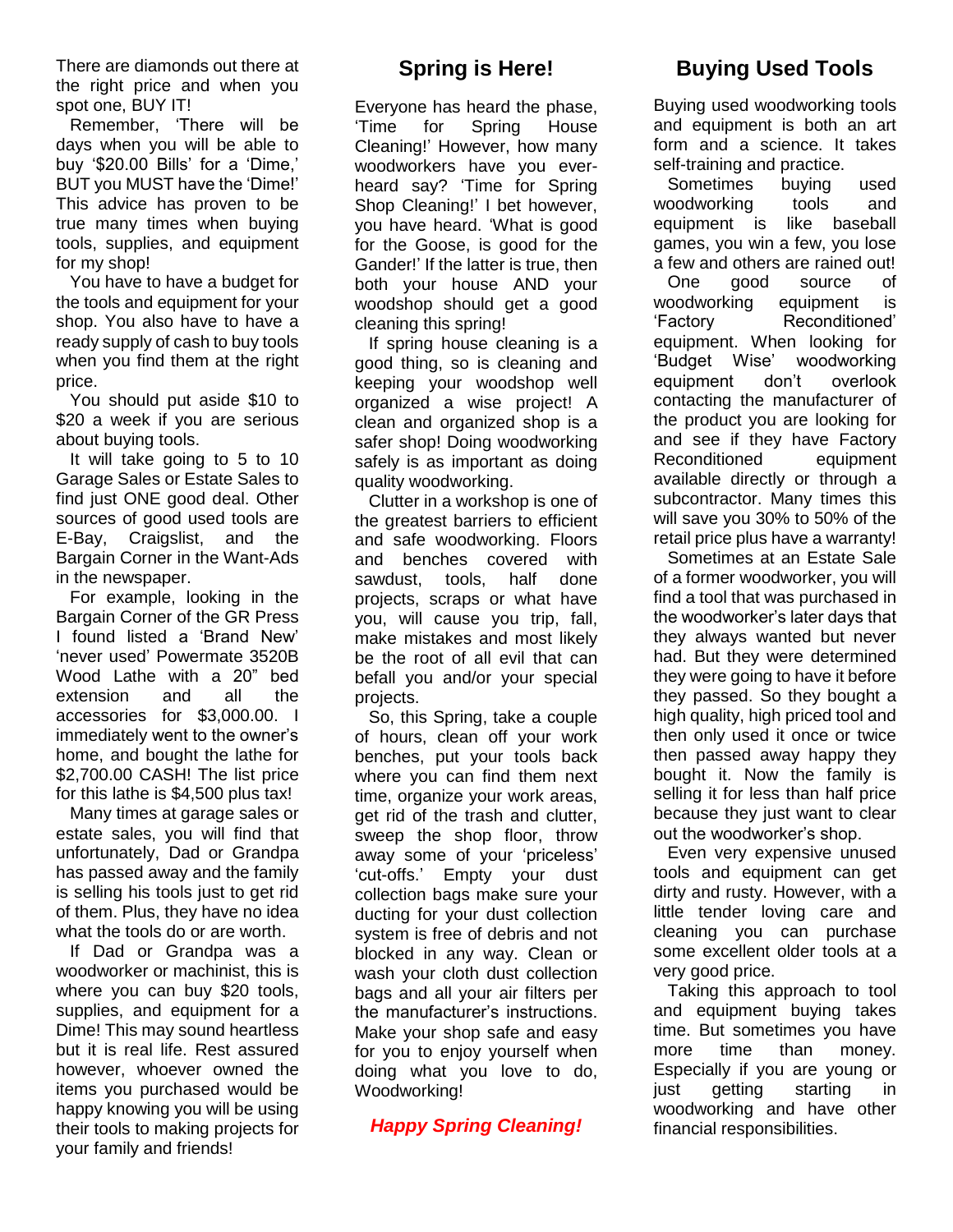There are diamonds out there at the right price and when you spot one, BUY IT!

Remember, 'There will be days when you will be able to buy '$20.00 Bills' for a 'Dime,' BUT you MUST have the 'Dime!' This advice has proven to be true many times when buying tools, supplies, and equipment for my shop!

You have to have a budget for the tools and equipment for your shop. You also have to have a ready supply of cash to buy tools when you find them at the right price.

You should put aside $10 to $20 a week if you are serious about buying tools.

It will take going to 5 to 10 Garage Sales or Estate Sales to find just ONE good deal. Other sources of good used tools are E-Bay, Craigslist, and the Bargain Corner in the Want-Ads in the newspaper.

For example, looking in the Bargain Corner of the GR Press I found listed a 'Brand New' 'never used' Powermate 3520B Wood Lathe with a 20" bed extension and all the accessories for $3,000.00. I immediately went to the owner's home, and bought the lathe for $2,700.00 CASH! The list price for this lathe is $4,500 plus tax!

Many times at garage sales or estate sales, you will find that unfortunately, Dad or Grandpa has passed away and the family is selling his tools just to get rid of them. Plus, they have no idea what the tools do or are worth.

If Dad or Grandpa was a woodworker or machinist, this is where you can buy $20 tools, supplies, and equipment for a Dime! This may sound heartless but it is real life. Rest assured however, whoever owned the items you purchased would be happy knowing you will be using their tools to making projects for your family and friends!

## Spring is Here!

Everyone has heard the phase, 'Time for Spring House Cleaning!' However, how many woodworkers have you ever-heard say? 'Time for Spring Shop Cleaning!' I bet however, you have heard. 'What is good for the Goose, is good for the Gander!' If the latter is true, then both your house AND your woodshop should get a good cleaning this spring!

If spring house cleaning is a good thing, so is cleaning and keeping your woodshop well organized a wise project! A clean and organized shop is a safer shop! Doing woodworking safely is as important as doing quality woodworking.

Clutter in a workshop is one of the greatest barriers to efficient and safe woodworking. Floors and benches covered with sawdust, tools, half done projects, scraps or what have you, will cause you trip, fall, make mistakes and most likely be the root of all evil that can befall you and/or your special projects.

So, this Spring, take a couple of hours, clean off your work benches, put your tools back where you can find them next time, organize your work areas, get rid of the trash and clutter, sweep the shop floor, throw away some of your 'priceless' 'cut-offs.' Empty your dust collection bags make sure your ducting for your dust collection system is free of debris and not blocked in any way. Clean or wash your cloth dust collection bags and all your air filters per the manufacturer's instructions. Make your shop safe and easy for you to enjoy yourself when doing what you love to do, Woodworking!

***Happy Spring Cleaning!***

## Buying Used Tools

Buying used woodworking tools and equipment is both an art form and a science. It takes self-training and practice.

Sometimes buying used woodworking tools and equipment is like baseball games, you win a few, you lose a few and others are rained out!

One good source of woodworking equipment is 'Factory Reconditioned' equipment. When looking for 'Budget Wise' woodworking equipment don't overlook contacting the manufacturer of the product you are looking for and see if they have Factory Reconditioned equipment available directly or through a subcontractor. Many times this will save you 30% to 50% of the retail price plus have a warranty!

Sometimes at an Estate Sale of a former woodworker, you will find a tool that was purchased in the woodworker's later days that they always wanted but never had. But they were determined they were going to have it before they passed. So they bought a high quality, high priced tool and then only used it once or twice then passed away happy they bought it. Now the family is selling it for less than half price because they just want to clear out the woodworker's shop.

Even very expensive unused tools and equipment can get dirty and rusty. However, with a little tender loving care and cleaning you can purchase some excellent older tools at a very good price.

Taking this approach to tool and equipment buying takes time. But sometimes you have more time than money. Especially if you are young or just getting starting in woodworking and have other financial responsibilities.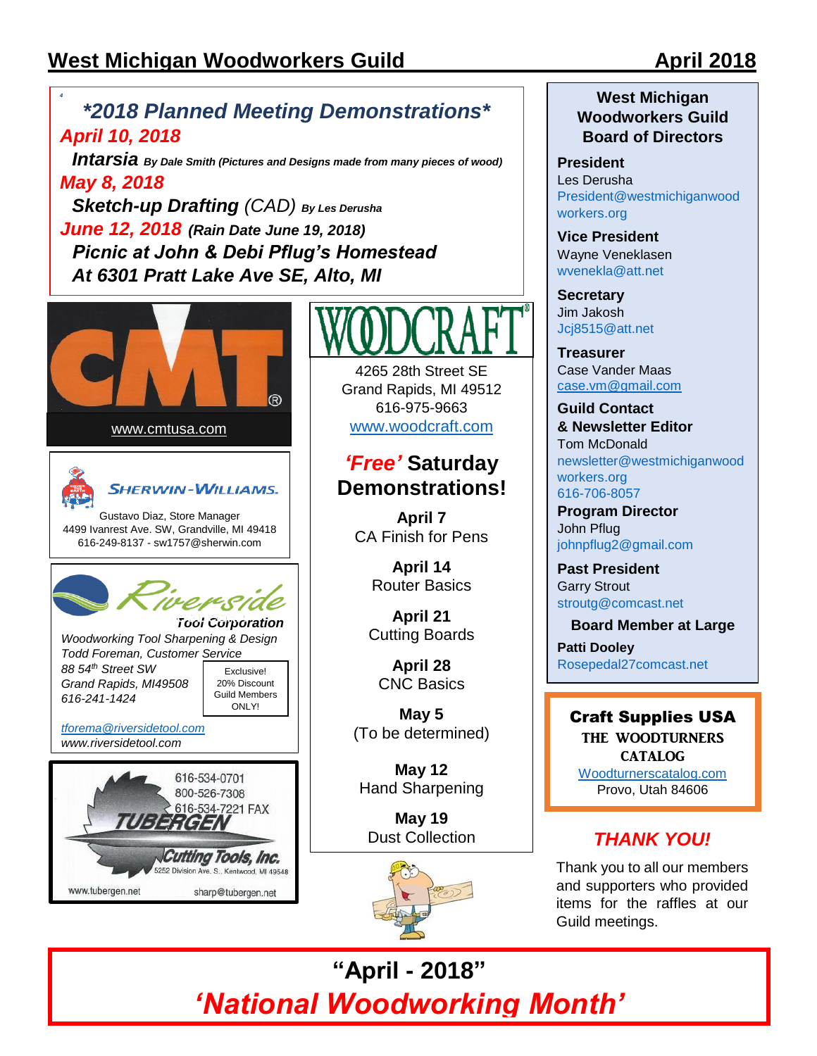# West Michigan Woodworkers Guild — April 2018

## *2018 Planned Meeting Demonstrations*

**April 10, 2018**

***Intarsia*** *By Dale Smith (Pictures and Designs made from many pieces of wood)*

**May 8, 2018**

***Sketch-up Drafting (CAD)*** *By Les Derusha*

**June 12, 2018** *(Rain Date June 19, 2018)*

***Picnic at John & Debi Pflug's Homestead***
***At 6301 Pratt Lake Ave SE, Alto, MI***

---

**CMT**
www.cmtusa.com

---

**SHERWIN-WILLIAMS.**
Gustavo Diaz, Store Manager
4499 Ivanrest Ave. SW, Grandville, MI 49418
616-249-8137 - sw1757@sherwin.com

---

**Riverside Tool Corporation**
*Woodworking Tool Sharpening & Design*
*Todd Foreman, Customer Service*
*88 54th Street SW*
*Grand Rapids, MI49508*
*616-241-1424*

Exclusive!
20% Discount
Guild Members
ONLY!

*tforema@riversidetool.com*
*www.riversidetool.com*

---

**TUBERGEN Cutting Tools, Inc.**
616-534-0701
800-526-7308
616-534-7221 FAX
5252 Division Ave. S., Kentwood, MI 49548
www.tubergen.net
sharp@tubergen.net

---

**WOODCRAFT**
4265 28th Street SE
Grand Rapids, MI 49512
616-975-9663
www.woodcraft.com

## *'Free'* Saturday Demonstrations!

**April 7**
CA Finish for Pens

**April 14**
Router Basics

**April 21**
Cutting Boards

**April 28**
CNC Basics

**May 5**
(To be determined)

**May 12**
Hand Sharpening

**May 19**
Dust Collection

---

## West Michigan Woodworkers Guild Board of Directors

**President**
Les Derusha
President@westmichiganwoodworkers.org

**Vice President**
Wayne Veneklasen
wvenekla@att.net

**Secretary**
Jim Jakosh
Jcj8515@att.net

**Treasurer**
Case Vander Maas
case.vm@gmail.com

**Guild Contact & Newsletter Editor**
Tom McDonald
newsletter@westmichiganwoodworkers.org
616-706-8057

**Program Director**
John Pflug
johnpflug2@gmail.com

**Past President**
Garry Strout
stroutg@comcast.net

**Board Member at Large**
**Patti Dooley**
Rosepedal27comcast.net

---

**Craft Supplies USA**
**THE WOODTURNERS CATALOG**
Woodturnerscatalog.com
Provo, Utah 84606

---

## *THANK YOU!*

Thank you to all our members and supporters who provided items for the raffles at our Guild meetings.

---

## "April - 2018"

## *'National Woodworking Month'*